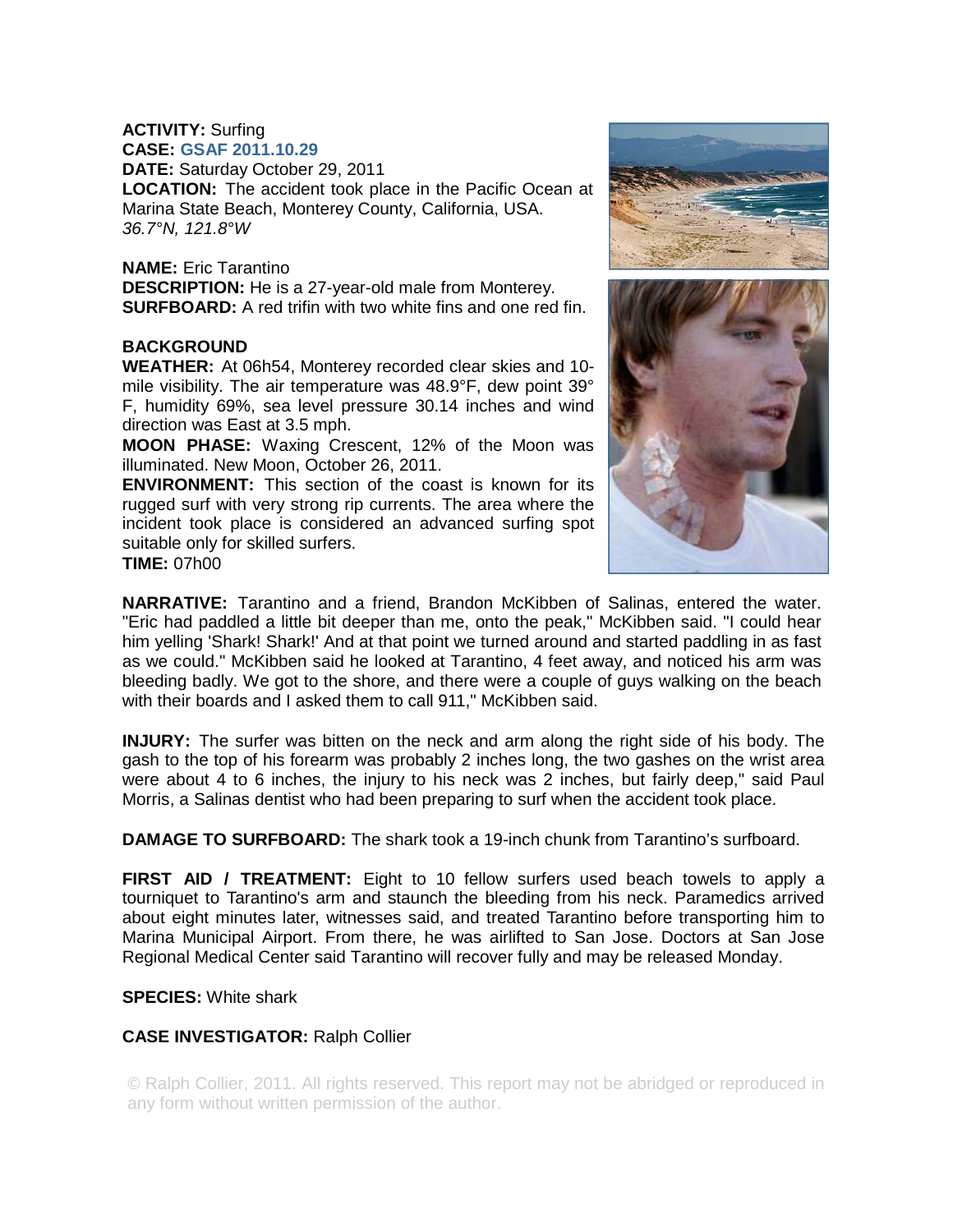**ACTIVITY:** Surfing
**CASE:** GSAF 2011.10.29
**DATE:** Saturday October 29, 2011
**LOCATION:** The accident took place in the Pacific Ocean at Marina State Beach, Monterey County, California, USA.
*36.7°N, 121.8°W*

**NAME:** Eric Tarantino
**DESCRIPTION:** He is a 27-year-old male from Monterey.
**SURFBOARD:** A red trifin with two white fins and one red fin.

**BACKGROUND**
**WEATHER:** At 06h54, Monterey recorded clear skies and 10-mile visibility. The air temperature was 48.9°F, dew point 39° F, humidity 69%, sea level pressure 30.14 inches and wind direction was East at 3.5 mph.
**MOON PHASE:** Waxing Crescent, 12% of the Moon was illuminated. New Moon, October 26, 2011.
**ENVIRONMENT:** This section of the coast is known for its rugged surf with very strong rip currents. The area where the incident took place is considered an advanced surfing spot suitable only for skilled surfers.
**TIME:** 07h00

**NARRATIVE:** Tarantino and a friend, Brandon McKibben of Salinas, entered the water. "Eric had paddled a little bit deeper than me, onto the peak," McKibben said. "I could hear him yelling 'Shark! Shark!' And at that point we turned around and started paddling in as fast as we could." McKibben said he looked at Tarantino, 4 feet away, and noticed his arm was bleeding badly. We got to the shore, and there were a couple of guys walking on the beach with their boards and I asked them to call 911," McKibben said.

**INJURY:** The surfer was bitten on the neck and arm along the right side of his body. The gash to the top of his forearm was probably 2 inches long, the two gashes on the wrist area were about 4 to 6 inches, the injury to his neck was 2 inches, but fairly deep," said Paul Morris, a Salinas dentist who had been preparing to surf when the accident took place.

**DAMAGE TO SURFBOARD:** The shark took a 19-inch chunk from Tarantino's surfboard.

**FIRST AID / TREATMENT:** Eight to 10 fellow surfers used beach towels to apply a tourniquet to Tarantino's arm and staunch the bleeding from his neck. Paramedics arrived about eight minutes later, witnesses said, and treated Tarantino before transporting him to Marina Municipal Airport. From there, he was airlifted to San Jose. Doctors at San Jose Regional Medical Center said Tarantino will recover fully and may be released Monday.

**SPECIES:** White shark

**CASE INVESTIGATOR:** Ralph Collier

© Ralph Collier, 2011. All rights reserved. This report may not be abridged or reproduced in any form without written permission of the author.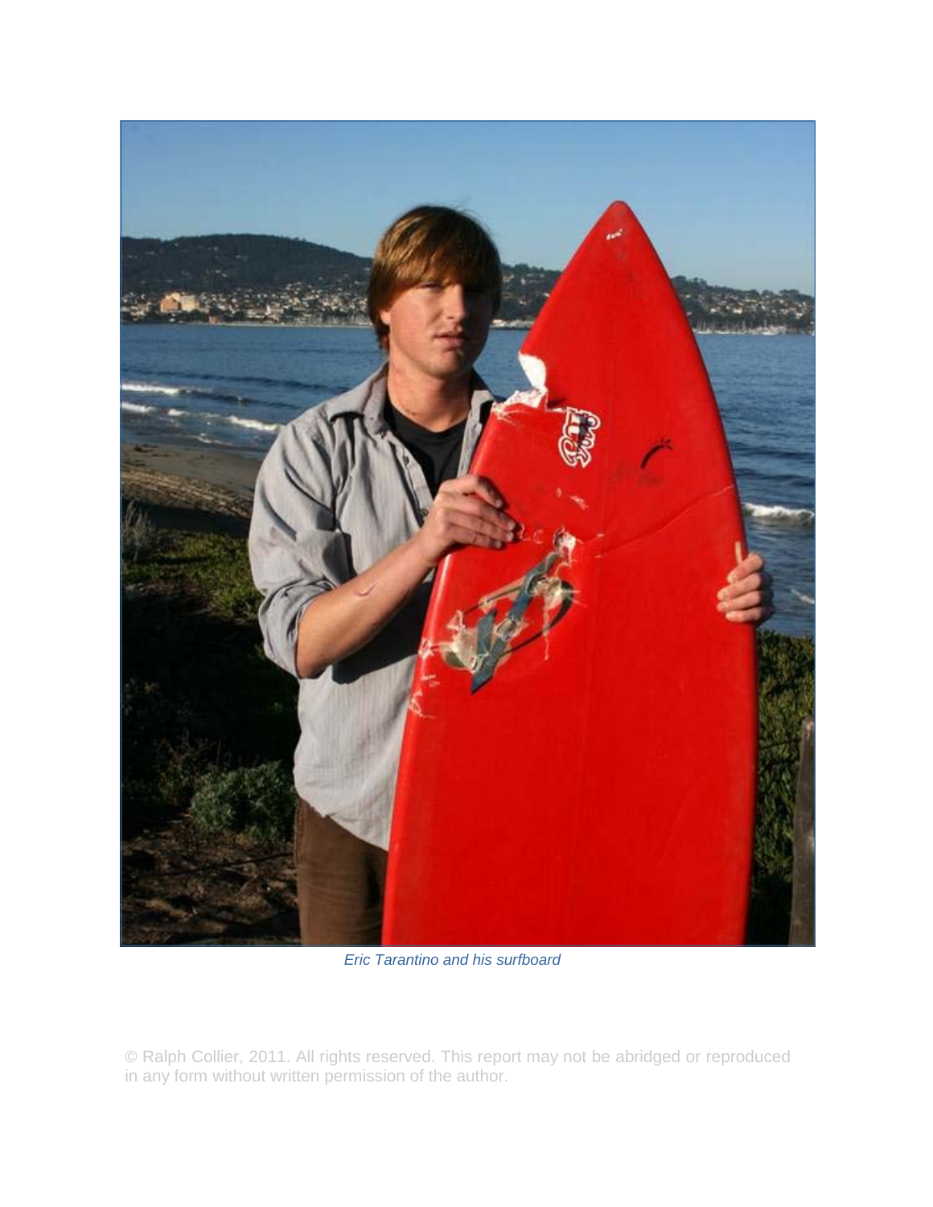*Eric Tarantino and his surfboard*

© Ralph Collier, 2011. All rights reserved. This report may not be abridged or reproduced in any form without written permission of the author.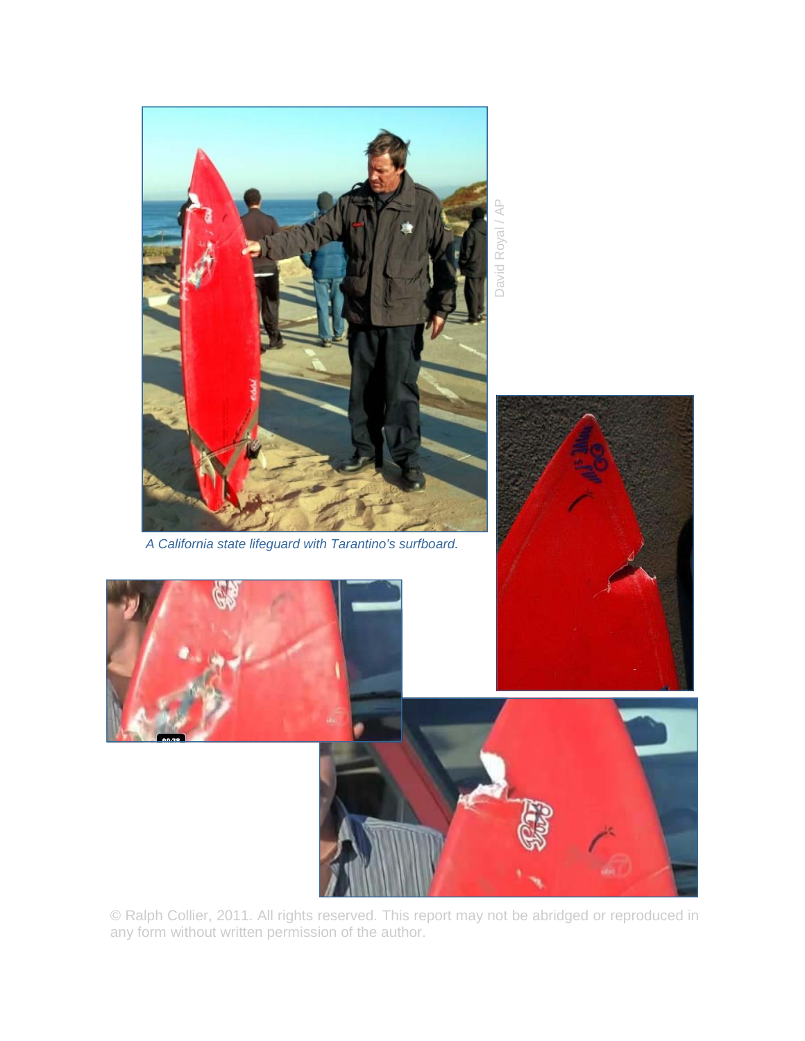David Royal / AP

*A California state lifeguard with Tarantino's surfboard.*

© Ralph Collier, 2011. All rights reserved. This report may not be abridged or reproduced in any form without written permission of the author.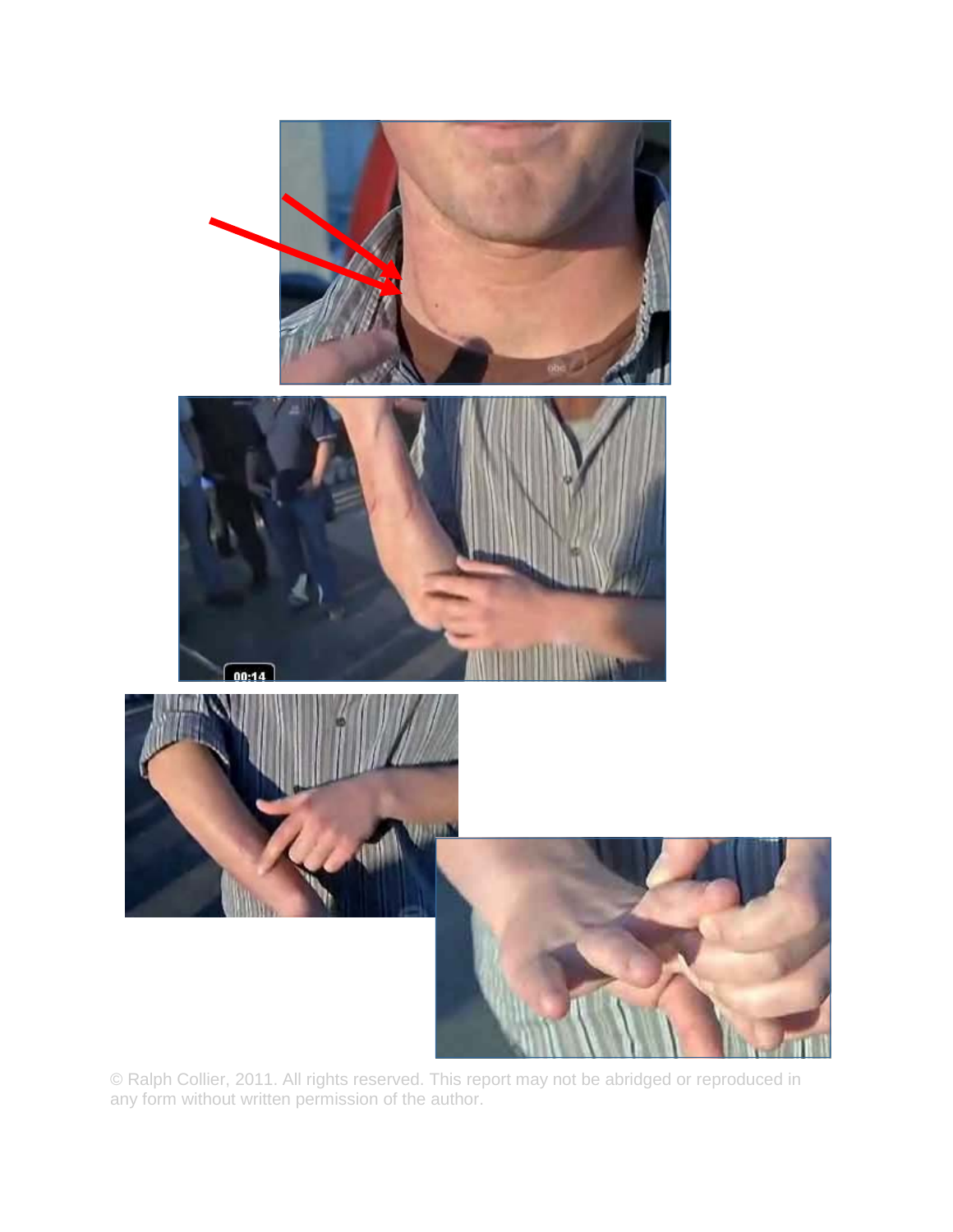© Ralph Collier, 2011. All rights reserved. This report may not be abridged or reproduced in any form without written permission of the author.